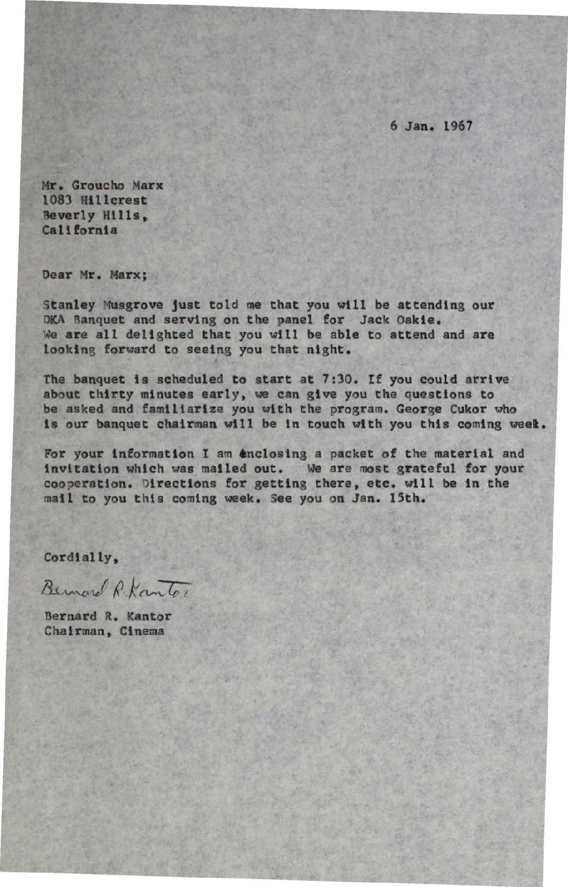6 Jan. 1967

Mr. Groucho Marx
1083 Hillcrest
Beverly Hills,
California

Dear Mr. Marx;

Stanley Musgrove just told me that you will be attending our DKA Banquet and serving on the panel for Jack Oakie. We are all delighted that you will be able to attend and are looking forward to seeing you that night.

The banquet is scheduled to start at 7:30. If you could arrive about thirty minutes early, we can give you the questions to be asked and familiarize you with the program. George Cukor who is our banquet chairman will be in touch with you this coming week.

For your information I am enclosing a packet of the material and invitation which was mailed out. We are most grateful for your cooperation. Directions for getting there, etc. will be in the mail to you this coming week. See you on Jan. 15th.

Cordially,

Bernard R. Kantor

Bernard R. Kantor
Chairman, Cinema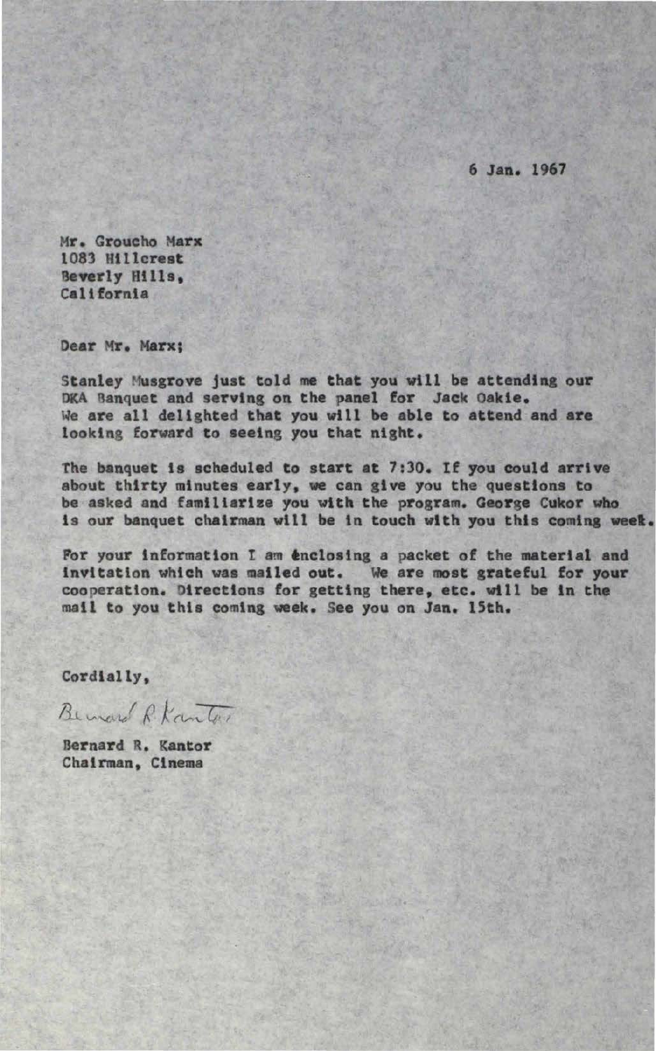6 Jan. 1967

Mr. Groucho Marx
1083 Hillcrest
Beverly Hills,
California

Dear Mr. Marx;

Stanley Musgrove just told me that you will be attending our DKA Banquet and serving on the panel for Jack Oakie. We are all delighted that you will be able to attend and are looking forward to seeing you that night.

The banquet is scheduled to start at 7:30. If you could arrive about thirty minutes early, we can give you the questions to be asked and familiarize you with the program. George Cukor who is our banquet chairman will be in touch with you this coming week.

For your information I am enclosing a packet of the material and invitation which was mailed out. We are most grateful for your cooperation. Directions for getting there, etc. will be in the mail to you this coming week. See you on Jan. 15th.

Cordially,

Bernard R Kantor

Bernard R. Kantor
Chairman, Cinema